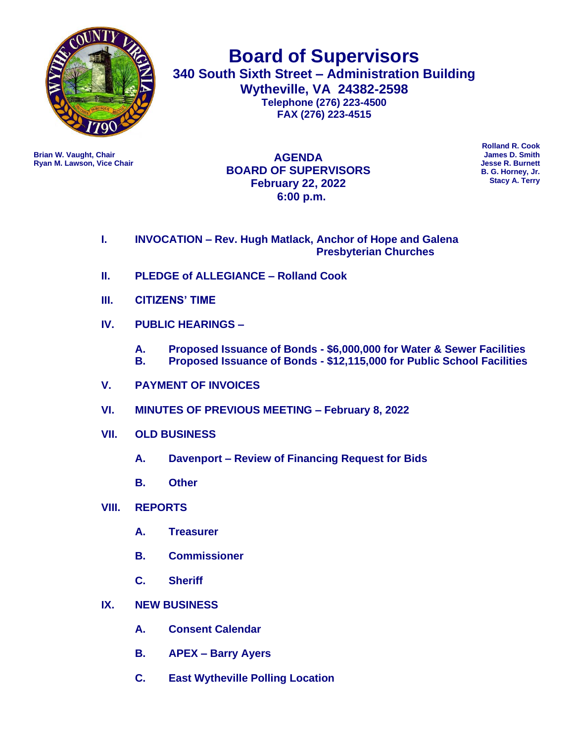# Board of Supervisors

**340 South Sixth Street – Administration Building**
**Wytheville, VA 24382-2598**
**Telephone (276) 223-4500**
**FAX (276) 223-4515**

**Brian W. Vaught, Chair**
**Ryan M. Lawson, Vice Chair**

**Rolland R. Cook**
**James D. Smith**
**Jesse R. Burnett**
**B. G. Horney, Jr.**
**Stacy A. Terry**

## AGENDA
## BOARD OF SUPERVISORS
## February 22, 2022
## 6:00 p.m.

**I. INVOCATION – Rev. Hugh Matlack, Anchor of Hope and Galena Presbyterian Churches**

**II. PLEDGE of ALLEGIANCE – Rolland Cook**

**III. CITIZENS' TIME**

**IV. PUBLIC HEARINGS –**

- **A. Proposed Issuance of Bonds - $6,000,000 for Water & Sewer Facilities**
- **B. Proposed Issuance of Bonds - $12,115,000 for Public School Facilities**

**V. PAYMENT OF INVOICES**

**VI. MINUTES OF PREVIOUS MEETING – February 8, 2022**

**VII. OLD BUSINESS**

- **A. Davenport – Review of Financing Request for Bids**
- **B. Other**

**VIII. REPORTS**

- **A. Treasurer**
- **B. Commissioner**
- **C. Sheriff**

**IX. NEW BUSINESS**

- **A. Consent Calendar**
- **B. APEX – Barry Ayers**
- **C. East Wytheville Polling Location**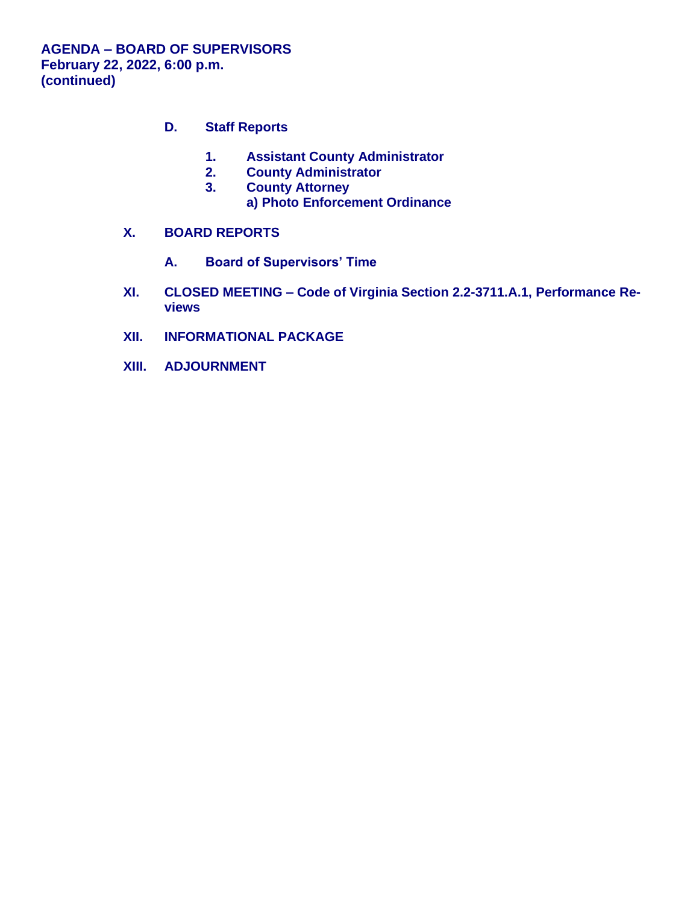**AGENDA – BOARD OF SUPERVISORS**
**February 22, 2022, 6:00 p.m.**
**(continued)**

- **D. Staff Reports**
  - **1. Assistant County Administrator**
  - **2. County Administrator**
  - **3. County Attorney**
    - **a) Photo Enforcement Ordinance**

**X. BOARD REPORTS**

- **A. Board of Supervisors' Time**

**XI. CLOSED MEETING – Code of Virginia Section 2.2-3711.A.1, Performance Reviews**

**XII. INFORMATIONAL PACKAGE**

**XIII. ADJOURNMENT**